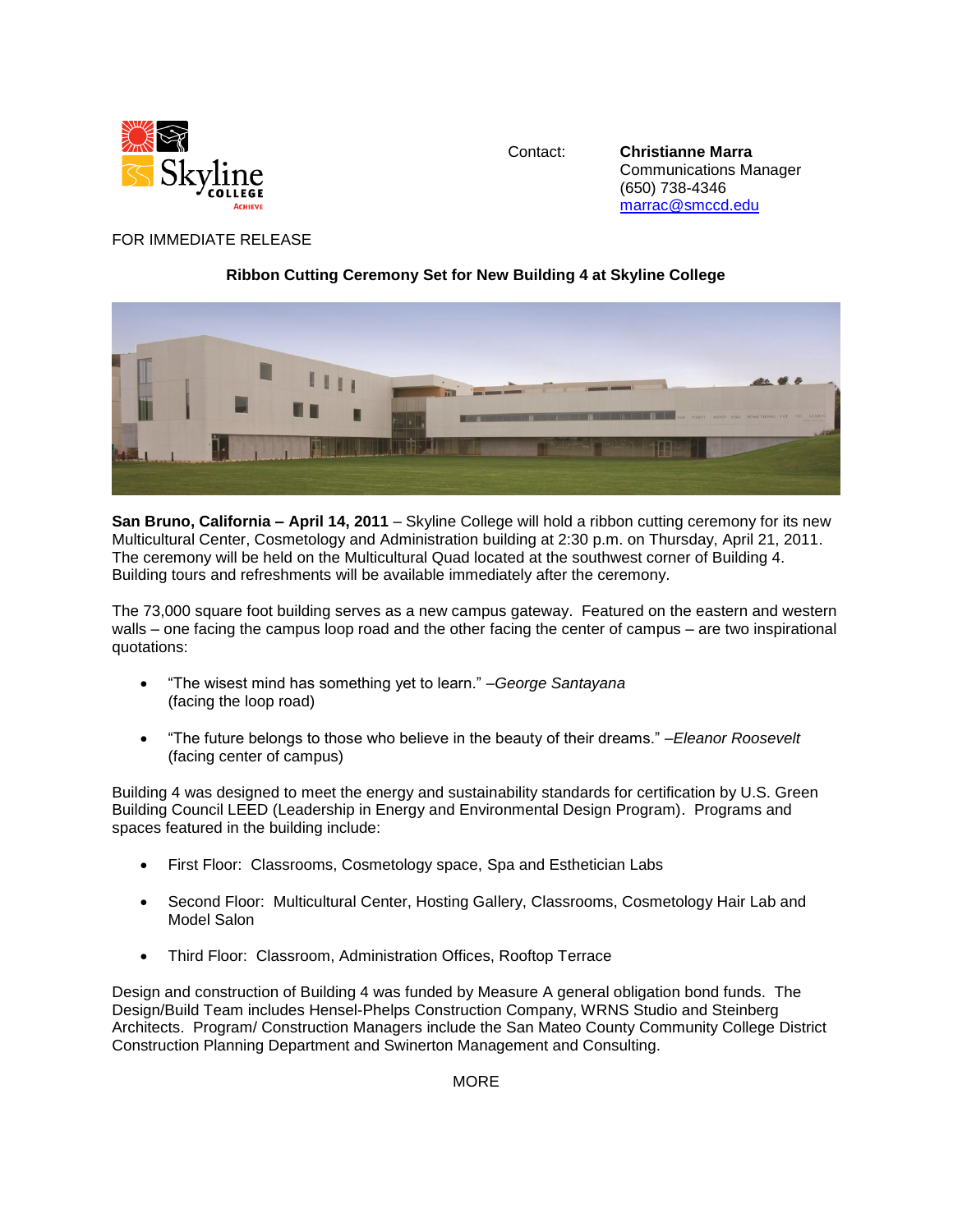Contact: **Christianne Marra**
Communications Manager
(650) 738-4346
marrac@smccd.edu

FOR IMMEDIATE RELEASE

**Ribbon Cutting Ceremony Set for New Building 4 at Skyline College**

**San Bruno, California – April 14, 2011** – Skyline College will hold a ribbon cutting ceremony for its new Multicultural Center, Cosmetology and Administration building at 2:30 p.m. on Thursday, April 21, 2011. The ceremony will be held on the Multicultural Quad located at the southwest corner of Building 4. Building tours and refreshments will be available immediately after the ceremony.

The 73,000 square foot building serves as a new campus gateway. Featured on the eastern and western walls – one facing the campus loop road and the other facing the center of campus – are two inspirational quotations:

- "The wisest mind has something yet to learn." –*George Santayana* (facing the loop road)
- "The future belongs to those who believe in the beauty of their dreams." –*Eleanor Roosevelt* (facing center of campus)

Building 4 was designed to meet the energy and sustainability standards for certification by U.S. Green Building Council LEED (Leadership in Energy and Environmental Design Program). Programs and spaces featured in the building include:

- First Floor: Classrooms, Cosmetology space, Spa and Esthetician Labs
- Second Floor: Multicultural Center, Hosting Gallery, Classrooms, Cosmetology Hair Lab and Model Salon
- Third Floor: Classroom, Administration Offices, Rooftop Terrace

Design and construction of Building 4 was funded by Measure A general obligation bond funds. The Design/Build Team includes Hensel-Phelps Construction Company, WRNS Studio and Steinberg Architects. Program/ Construction Managers include the San Mateo County Community College District Construction Planning Department and Swinerton Management and Consulting.

MORE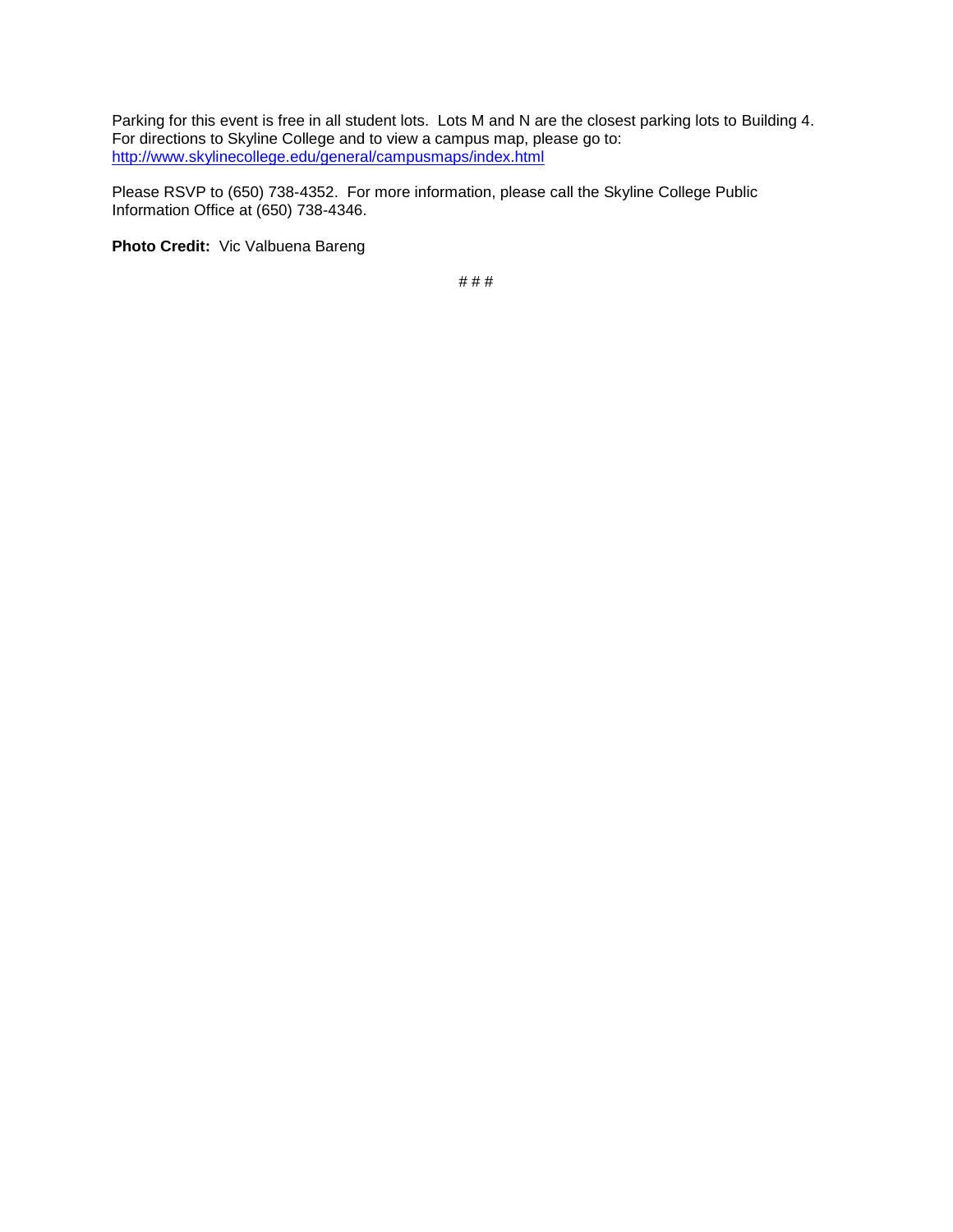Parking for this event is free in all student lots. Lots M and N are the closest parking lots to Building 4. For directions to Skyline College and to view a campus map, please go to: http://www.skylinecollege.edu/general/campusmaps/index.html

Please RSVP to (650) 738-4352. For more information, please call the Skyline College Public Information Office at (650) 738-4346.

**Photo Credit:** Vic Valbuena Bareng

# # #